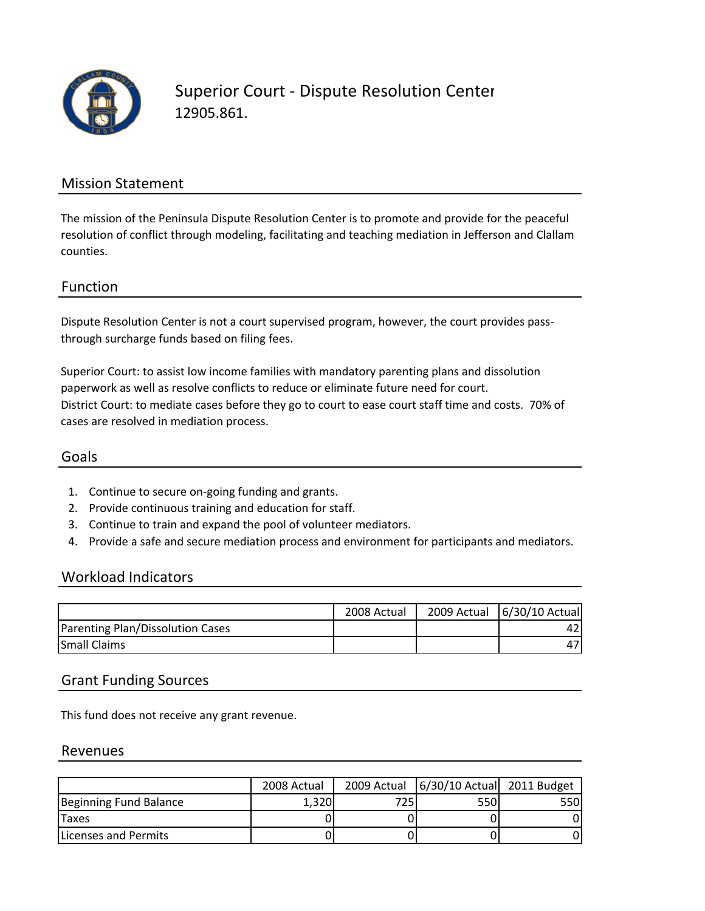# Superior Court - Dispute Resolution Center

12905.861.

## Mission Statement

The mission of the Peninsula Dispute Resolution Center is to promote and provide for the peaceful resolution of conflict through modeling, facilitating and teaching mediation in Jefferson and Clallam counties.

## Function

Dispute Resolution Center is not a court supervised program, however, the court provides pass-through surcharge funds based on filing fees.

Superior Court: to assist low income families with mandatory parenting plans and dissolution paperwork as well as resolve conflicts to reduce or eliminate future need for court.
District Court: to mediate cases before they go to court to ease court staff time and costs. 70% of cases are resolved in mediation process.

## Goals

1. Continue to secure on-going funding and grants.
2. Provide continuous training and education for staff.
3. Continue to train and expand the pool of volunteer mediators.
4. Provide a safe and secure mediation process and environment for participants and mediators.

## Workload Indicators

| | 2008 Actual | 2009 Actual | 6/30/10 Actual |
|---|---|---|---|
| Parenting Plan/Dissolution Cases | | | 42 |
| Small Claims | | | 47 |

## Grant Funding Sources

This fund does not receive any grant revenue.

## Revenues

| | 2008 Actual | 2009 Actual | 6/30/10 Actual | 2011 Budget |
|---|---|---|---|---|
| Beginning Fund Balance | 1,320 | 725 | 550 | 550 |
| Taxes | 0 | 0 | 0 | 0 |
| Licenses and Permits | 0 | 0 | 0 | 0 |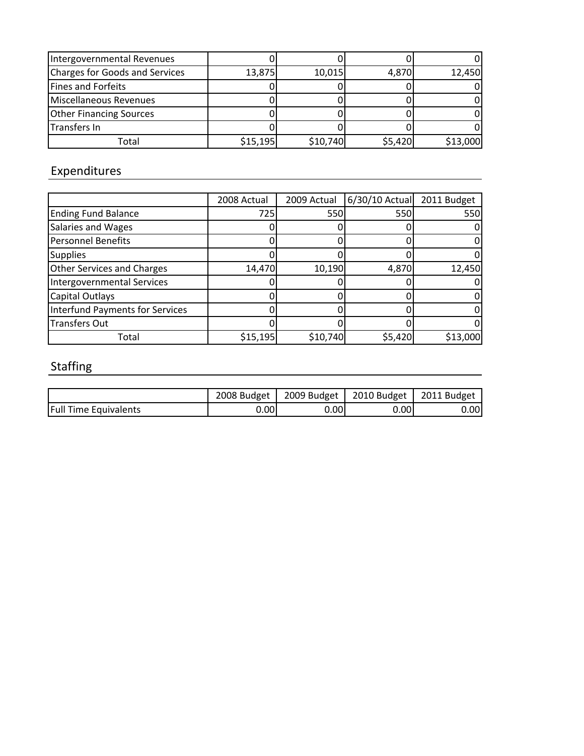| | | | | |
|---|---|---|---|---|
| Intergovernmental Revenues | 0 | 0 | 0 | 0 |
| Charges for Goods and Services | 13,875 | 10,015 | 4,870 | 12,450 |
| Fines and Forfeits | 0 | 0 | 0 | 0 |
| Miscellaneous Revenues | 0 | 0 | 0 | 0 |
| Other Financing Sources | 0 | 0 | 0 | 0 |
| Transfers In | 0 | 0 | 0 | 0 |
| Total | $15,195 | $10,740 | $5,420 | $13,000 |

## Expenditures

| | 2008 Actual | 2009 Actual | 6/30/10 Actual | 2011 Budget |
|---|---|---|---|---|
| Ending Fund Balance | 725 | 550 | 550 | 550 |
| Salaries and Wages | 0 | 0 | 0 | 0 |
| Personnel Benefits | 0 | 0 | 0 | 0 |
| Supplies | 0 | 0 | 0 | 0 |
| Other Services and Charges | 14,470 | 10,190 | 4,870 | 12,450 |
| Intergovernmental Services | 0 | 0 | 0 | 0 |
| Capital Outlays | 0 | 0 | 0 | 0 |
| Interfund Payments for Services | 0 | 0 | 0 | 0 |
| Transfers Out | 0 | 0 | 0 | 0 |
| Total | $15,195 | $10,740 | $5,420 | $13,000 |

## Staffing

| | 2008 Budget | 2009 Budget | 2010 Budget | 2011 Budget |
|---|---|---|---|---|
| Full Time Equivalents | 0.00 | 0.00 | 0.00 | 0.00 |